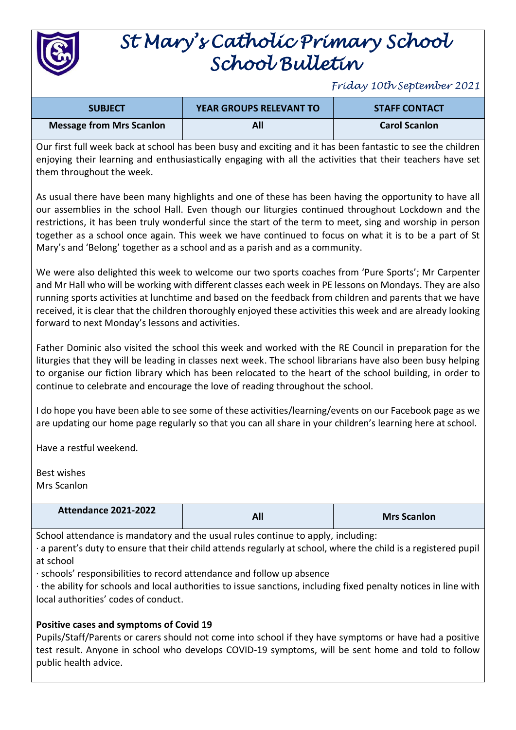# St Mary's Catholic Primary School
## School Bulletin

*Friday 10th September 2021*

| SUBJECT | YEAR GROUPS RELEVANT TO | STAFF CONTACT |
|---|---|---|
| **Message from Mrs Scanlon** | **All** | **Carol Scanlon** |

Our first full week back at school has been busy and exciting and it has been fantastic to see the children enjoying their learning and enthusiastically engaging with all the activities that their teachers have set them throughout the week.

As usual there have been many highlights and one of these has been having the opportunity to have all our assemblies in the school Hall. Even though our liturgies continued throughout Lockdown and the restrictions, it has been truly wonderful since the start of the term to meet, sing and worship in person together as a school once again. This week we have continued to focus on what it is to be a part of St Mary's and 'Belong' together as a school and as a parish and as a community.

We were also delighted this week to welcome our two sports coaches from 'Pure Sports'; Mr Carpenter and Mr Hall who will be working with different classes each week in PE lessons on Mondays. They are also running sports activities at lunchtime and based on the feedback from children and parents that we have received, it is clear that the children thoroughly enjoyed these activities this week and are already looking forward to next Monday's lessons and activities.

Father Dominic also visited the school this week and worked with the RE Council in preparation for the liturgies that they will be leading in classes next week. The school librarians have also been busy helping to organise our fiction library which has been relocated to the heart of the school building, in order to continue to celebrate and encourage the love of reading throughout the school.

I do hope you have been able to see some of these activities/learning/events on our Facebook page as we are updating our home page regularly so that you can all share in your children's learning here at school.

Have a restful weekend.

Best wishes
Mrs Scanlon

| **Attendance 2021-2022** | **All** | **Mrs Scanlon** |
|---|---|---|

School attendance is mandatory and the usual rules continue to apply, including:

· a parent's duty to ensure that their child attends regularly at school, where the child is a registered pupil at school

· schools' responsibilities to record attendance and follow up absence

· the ability for schools and local authorities to issue sanctions, including fixed penalty notices in line with local authorities' codes of conduct.

**Positive cases and symptoms of Covid 19**

Pupils/Staff/Parents or carers should not come into school if they have symptoms or have had a positive test result. Anyone in school who develops COVID-19 symptoms, will be sent home and told to follow public health advice.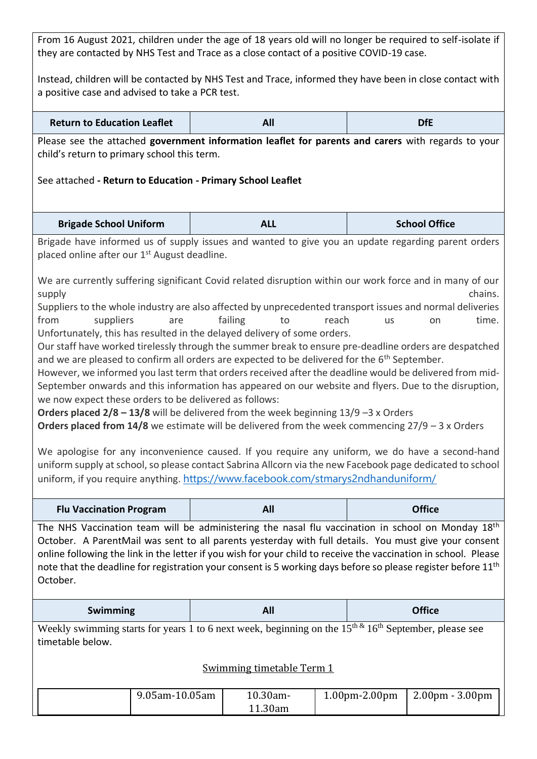From 16 August 2021, children under the age of 18 years old will no longer be required to self-isolate if they are contacted by NHS Test and Trace as a close contact of a positive COVID-19 case.

Instead, children will be contacted by NHS Test and Trace, informed they have been in close contact with a positive case and advised to take a PCR test.

| **Return to Education Leaflet** | **All** | **DfE** |
|---|---|---|

Please see the attached **government information leaflet for parents and carers** with regards to your child's return to primary school this term.

See attached **- Return to Education - Primary School Leaflet**

| **Brigade School Uniform** | **ALL** | **School Office** |
|---|---|---|

Brigade have informed us of supply issues and wanted to give you an update regarding parent orders placed online after our 1st August deadline.

We are currently suffering significant Covid related disruption within our work force and in many of our supply chains.
Suppliers to the whole industry are also affected by unprecedented transport issues and normal deliveries from suppliers are failing to reach us on time.
Unfortunately, this has resulted in the delayed delivery of some orders.
Our staff have worked tirelessly through the summer break to ensure pre-deadline orders are despatched and we are pleased to confirm all orders are expected to be delivered for the 6th September.
However, we informed you last term that orders received after the deadline would be delivered from mid-September onwards and this information has appeared on our website and flyers. Due to the disruption, we now expect these orders to be delivered as follows:
**Orders placed 2/8 – 13/8** will be delivered from the week beginning 13/9 –3 x Orders
**Orders placed from 14/8** we estimate will be delivered from the week commencing 27/9 – 3 x Orders

We apologise for any inconvenience caused. If you require any uniform, we do have a second-hand uniform supply at school, so please contact Sabrina Allcorn via the new Facebook page dedicated to school uniform, if you require anything. https://www.facebook.com/stmarys2ndhanduniform/

| **Flu Vaccination Program** | **All** | **Office** |
|---|---|---|

The NHS Vaccination team will be administering the nasal flu vaccination in school on Monday 18th October. A ParentMail was sent to all parents yesterday with full details. You must give your consent online following the link in the letter if you wish for your child to receive the vaccination in school. Please note that the deadline for registration your consent is 5 working days before so please register before 11th October.

| **Swimming** | **All** | **Office** |
|---|---|---|

Weekly swimming starts for years 1 to 6 next week, beginning on the 15th & 16th September, please see timetable below.

Swimming timetable Term 1

| | 9.05am-10.05am | 10.30am-11.30am | 1.00pm-2.00pm | 2.00pm - 3.00pm |
|---|---|---|---|---|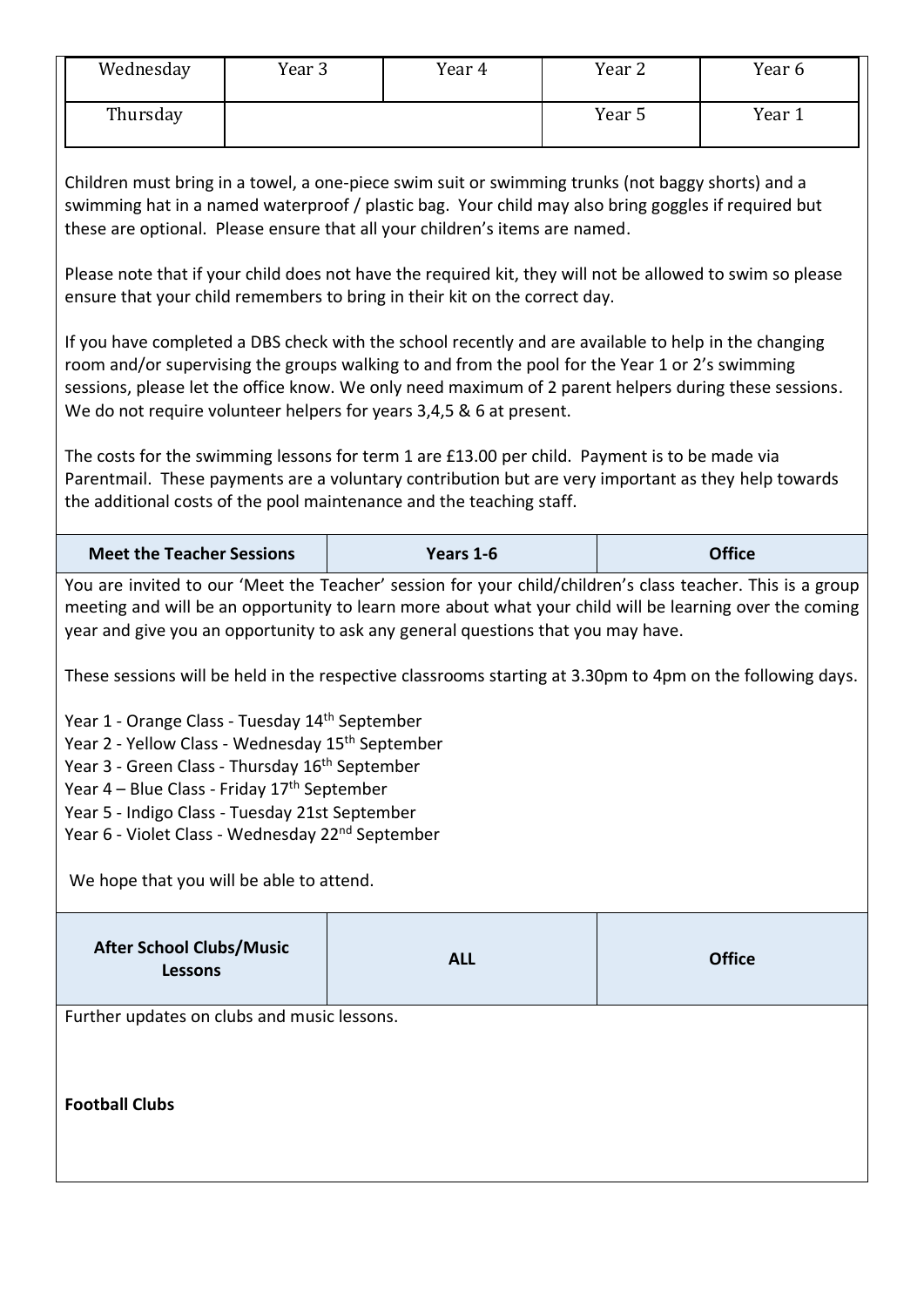| Wednesday | Year 3 | Year 4 | Year 2 | Year 6 |
|---|---|---|---|---|
| Thursday | | | Year 5 | Year 1 |

Children must bring in a towel, a one-piece swim suit or swimming trunks (not baggy shorts) and a swimming hat in a named waterproof / plastic bag. Your child may also bring goggles if required but these are optional. Please ensure that all your children's items are named.

Please note that if your child does not have the required kit, they will not be allowed to swim so please ensure that your child remembers to bring in their kit on the correct day.

If you have completed a DBS check with the school recently and are available to help in the changing room and/or supervising the groups walking to and from the pool for the Year 1 or 2's swimming sessions, please let the office know. We only need maximum of 2 parent helpers during these sessions. We do not require volunteer helpers for years 3,4,5 & 6 at present.

The costs for the swimming lessons for term 1 are £13.00 per child. Payment is to be made via Parentmail. These payments are a voluntary contribution but are very important as they help towards the additional costs of the pool maintenance and the teaching staff.

| **Meet the Teacher Sessions** | **Years 1-6** | **Office** |
|---|---|---|

You are invited to our 'Meet the Teacher' session for your child/children's class teacher. This is a group meeting and will be an opportunity to learn more about what your child will be learning over the coming year and give you an opportunity to ask any general questions that you may have.

These sessions will be held in the respective classrooms starting at 3.30pm to 4pm on the following days.

Year 1 - Orange Class - Tuesday 14th September
Year 2 - Yellow Class - Wednesday 15th September
Year 3 - Green Class - Thursday 16th September
Year 4 – Blue Class - Friday 17th September
Year 5 - Indigo Class - Tuesday 21st September
Year 6 - Violet Class - Wednesday 22nd September

We hope that you will be able to attend.

| **After School Clubs/Music Lessons** | **ALL** | **Office** |
|---|---|---|

Further updates on clubs and music lessons.

**Football Clubs**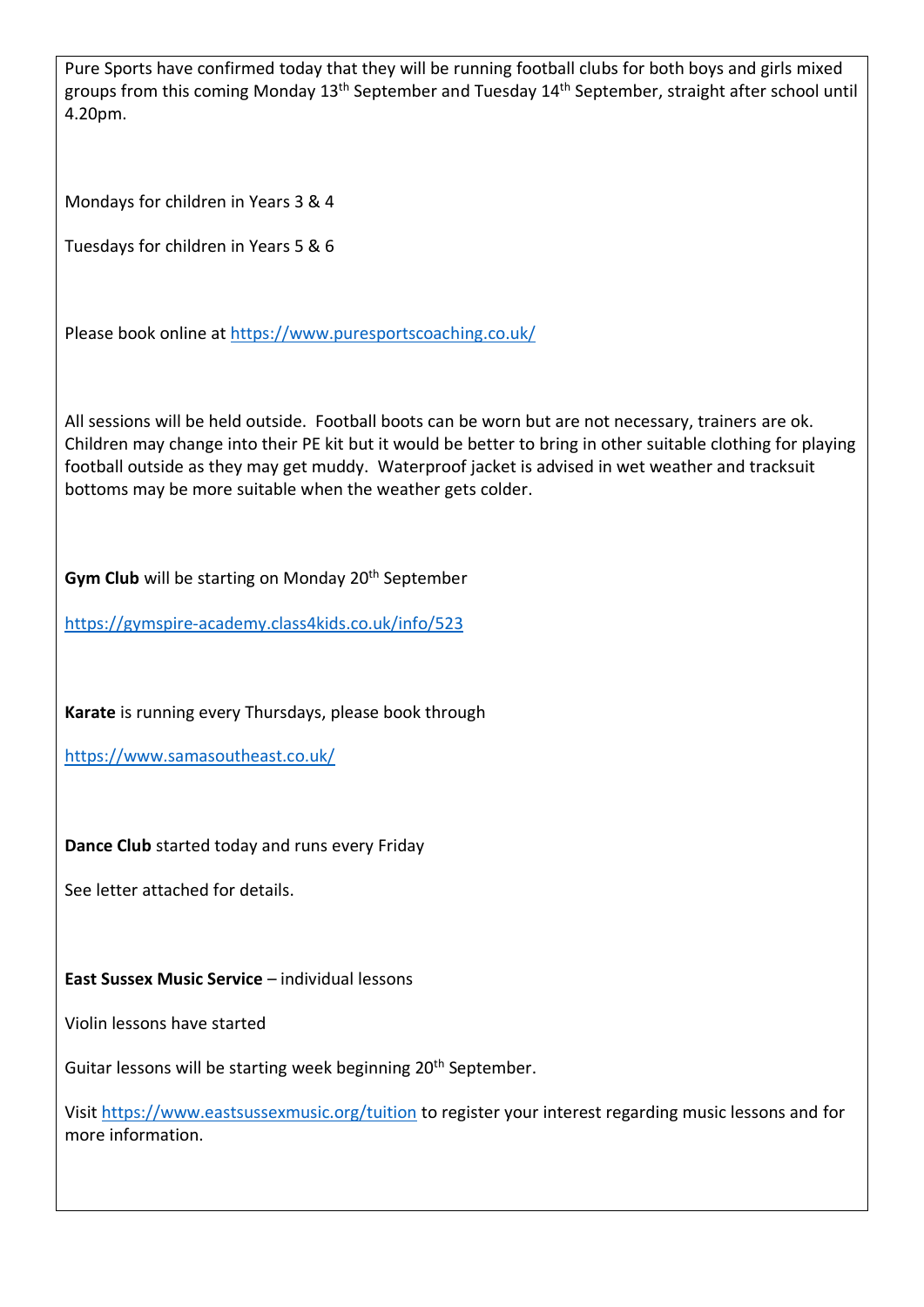Pure Sports have confirmed today that they will be running football clubs for both boys and girls mixed groups from this coming Monday 13th September and Tuesday 14th September, straight after school until 4.20pm.

Mondays for children in Years 3 & 4

Tuesdays for children in Years 5 & 6

Please book online at https://www.puresportscoaching.co.uk/

All sessions will be held outside. Football boots can be worn but are not necessary, trainers are ok. Children may change into their PE kit but it would be better to bring in other suitable clothing for playing football outside as they may get muddy. Waterproof jacket is advised in wet weather and tracksuit bottoms may be more suitable when the weather gets colder.

**Gym Club** will be starting on Monday 20th September

https://gymspire-academy.class4kids.co.uk/info/523

**Karate** is running every Thursdays, please book through

https://www.samasoutheast.co.uk/

**Dance Club** started today and runs every Friday

See letter attached for details.

**East Sussex Music Service** – individual lessons

Violin lessons have started

Guitar lessons will be starting week beginning 20th September.

Visit https://www.eastsussexmusic.org/tuition to register your interest regarding music lessons and for more information.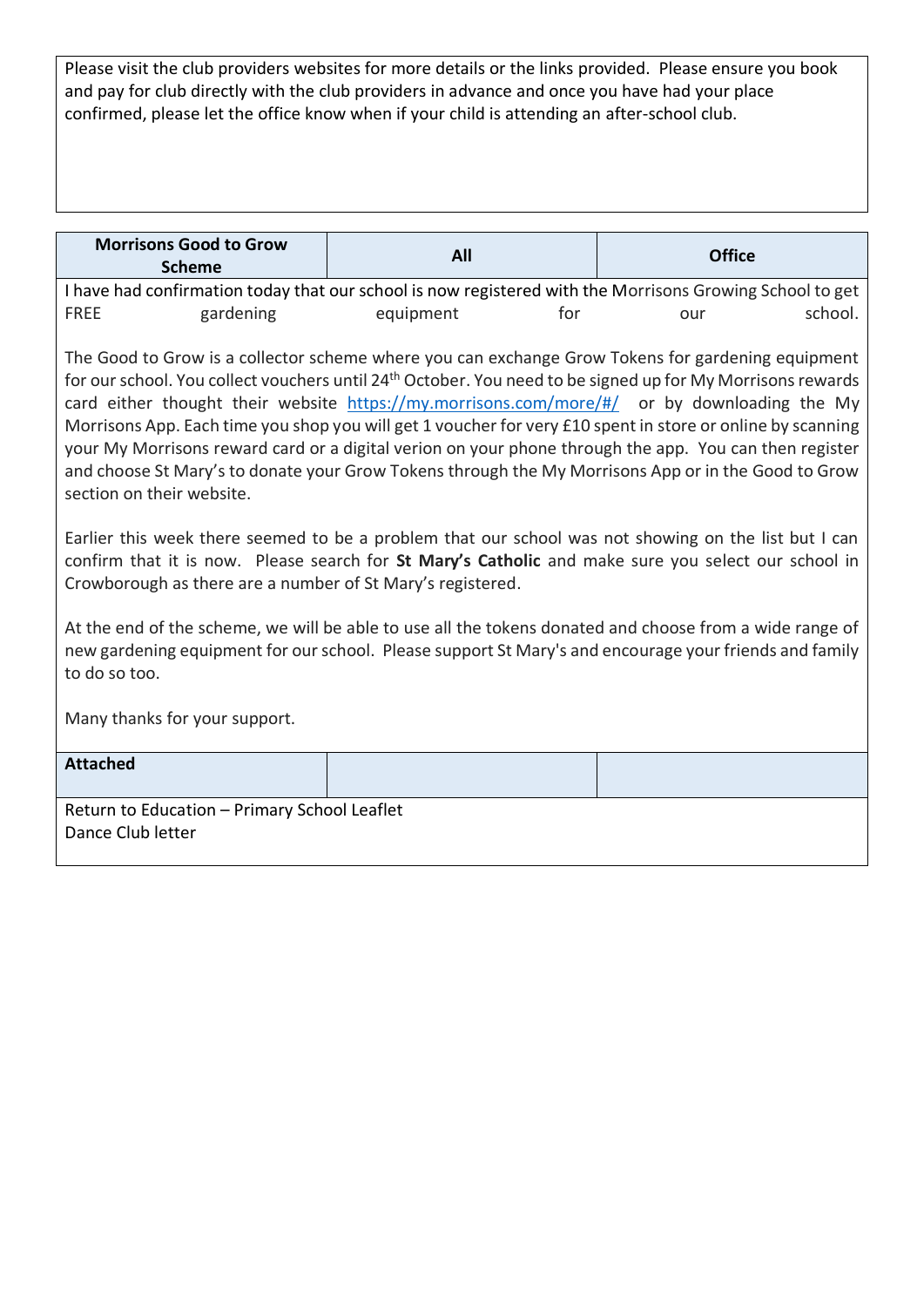Please visit the club providers websites for more details or the links provided. Please ensure you book and pay for club directly with the club providers in advance and once you have had your place confirmed, please let the office know when if your child is attending an after-school club.

| **Morrisons Good to Grow Scheme** | **All** | **Office** |
|---|---|---|

I have had confirmation today that our school is now registered with the Morrisons Growing School to get FREE gardening equipment for our school.

The Good to Grow is a collector scheme where you can exchange Grow Tokens for gardening equipment for our school. You collect vouchers until 24th October. You need to be signed up for My Morrisons rewards card either thought their website https://my.morrisons.com/more/#/ or by downloading the My Morrisons App. Each time you shop you will get 1 voucher for very £10 spent in store or online by scanning your My Morrisons reward card or a digital verion on your phone through the app. You can then register and choose St Mary's to donate your Grow Tokens through the My Morrisons App or in the Good to Grow section on their website.

Earlier this week there seemed to be a problem that our school was not showing on the list but I can confirm that it is now. Please search for **St Mary's Catholic** and make sure you select our school in Crowborough as there are a number of St Mary's registered.

At the end of the scheme, we will be able to use all the tokens donated and choose from a wide range of new gardening equipment for our school. Please support St Mary's and encourage your friends and family to do so too.

Many thanks for your support.

| **Attached** | | |
|---|---|---|

Return to Education – Primary School Leaflet
Dance Club letter